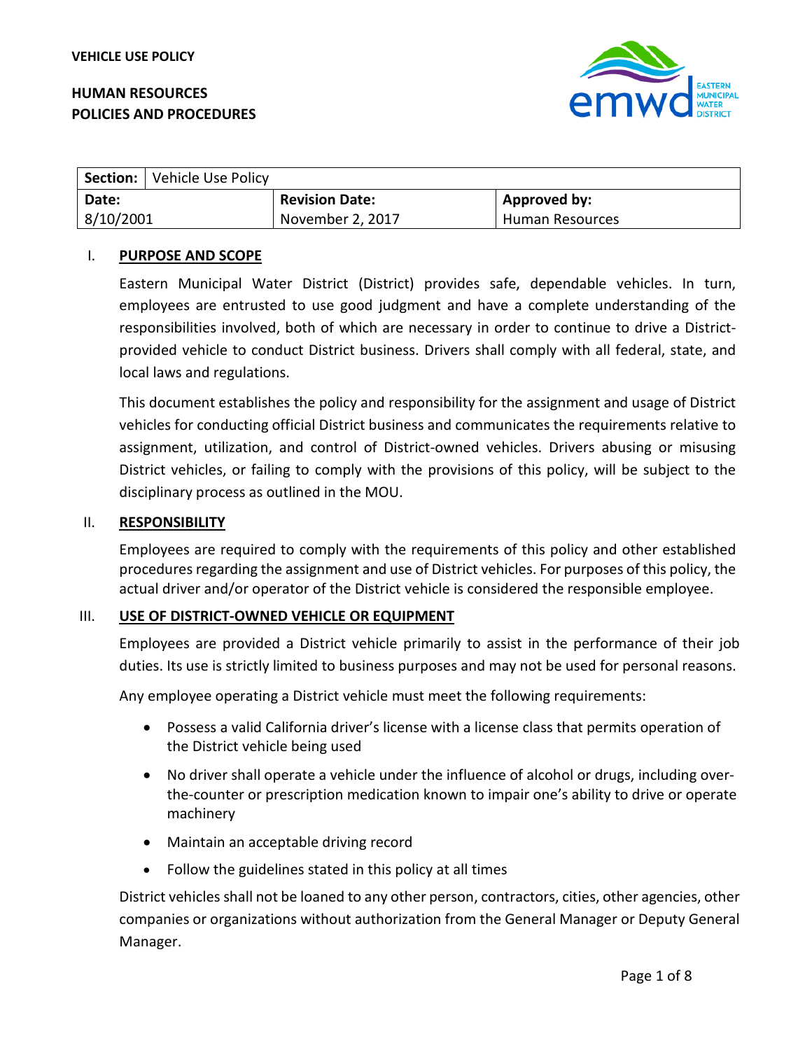**VEHICLE USE POLICY**

**HUMAN RESOURCES**
**POLICIES AND PROCEDURES**

| **Section:** | Vehicle Use Policy | |
|---|---|---|
| **Date:** | **Revision Date:** | **Approved by:** |
| 8/10/2001 | November 2, 2017 | Human Resources |

## I. PURPOSE AND SCOPE

Eastern Municipal Water District (District) provides safe, dependable vehicles. In turn, employees are entrusted to use good judgment and have a complete understanding of the responsibilities involved, both of which are necessary in order to continue to drive a District-provided vehicle to conduct District business. Drivers shall comply with all federal, state, and local laws and regulations.

This document establishes the policy and responsibility for the assignment and usage of District vehicles for conducting official District business and communicates the requirements relative to assignment, utilization, and control of District-owned vehicles. Drivers abusing or misusing District vehicles, or failing to comply with the provisions of this policy, will be subject to the disciplinary process as outlined in the MOU.

## II. RESPONSIBILITY

Employees are required to comply with the requirements of this policy and other established procedures regarding the assignment and use of District vehicles. For purposes of this policy, the actual driver and/or operator of the District vehicle is considered the responsible employee.

## III. USE OF DISTRICT-OWNED VEHICLE OR EQUIPMENT

Employees are provided a District vehicle primarily to assist in the performance of their job duties. Its use is strictly limited to business purposes and may not be used for personal reasons.

Any employee operating a District vehicle must meet the following requirements:

- Possess a valid California driver's license with a license class that permits operation of the District vehicle being used
- No driver shall operate a vehicle under the influence of alcohol or drugs, including over-the-counter or prescription medication known to impair one's ability to drive or operate machinery
- Maintain an acceptable driving record
- Follow the guidelines stated in this policy at all times

District vehicles shall not be loaned to any other person, contractors, cities, other agencies, other companies or organizations without authorization from the General Manager or Deputy General Manager.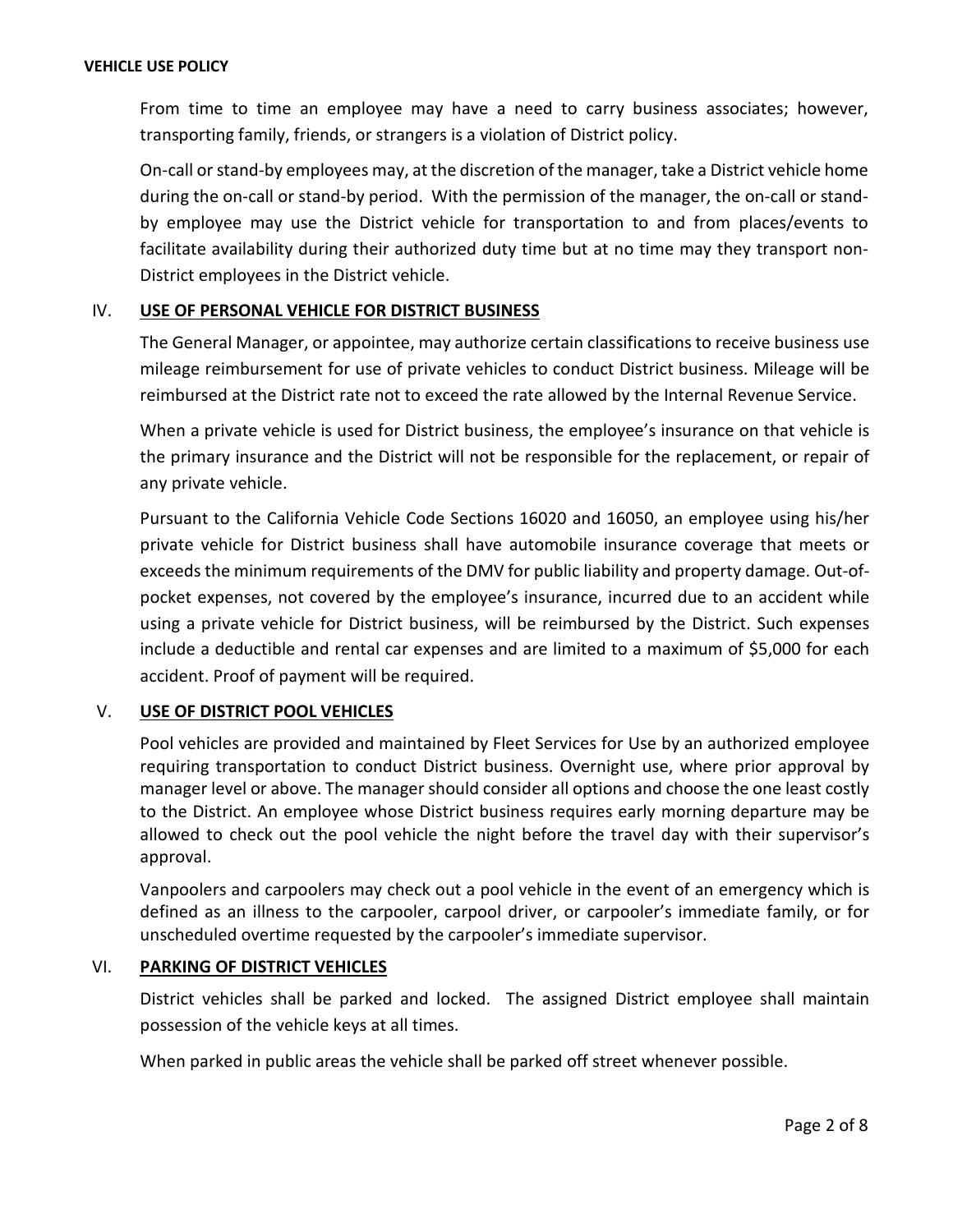From time to time an employee may have a need to carry business associates; however, transporting family, friends, or strangers is a violation of District policy.

On-call or stand-by employees may, at the discretion of the manager, take a District vehicle home during the on-call or stand-by period. With the permission of the manager, the on-call or stand-by employee may use the District vehicle for transportation to and from places/events to facilitate availability during their authorized duty time but at no time may they transport non-District employees in the District vehicle.

## IV. **USE OF PERSONAL VEHICLE FOR DISTRICT BUSINESS**

The General Manager, or appointee, may authorize certain classifications to receive business use mileage reimbursement for use of private vehicles to conduct District business. Mileage will be reimbursed at the District rate not to exceed the rate allowed by the Internal Revenue Service.

When a private vehicle is used for District business, the employee's insurance on that vehicle is the primary insurance and the District will not be responsible for the replacement, or repair of any private vehicle.

Pursuant to the California Vehicle Code Sections 16020 and 16050, an employee using his/her private vehicle for District business shall have automobile insurance coverage that meets or exceeds the minimum requirements of the DMV for public liability and property damage. Out-of-pocket expenses, not covered by the employee's insurance, incurred due to an accident while using a private vehicle for District business, will be reimbursed by the District. Such expenses include a deductible and rental car expenses and are limited to a maximum of $5,000 for each accident. Proof of payment will be required.

## V. **USE OF DISTRICT POOL VEHICLES**

Pool vehicles are provided and maintained by Fleet Services for Use by an authorized employee requiring transportation to conduct District business. Overnight use, where prior approval by manager level or above. The manager should consider all options and choose the one least costly to the District. An employee whose District business requires early morning departure may be allowed to check out the pool vehicle the night before the travel day with their supervisor's approval.

Vanpoolers and carpoolers may check out a pool vehicle in the event of an emergency which is defined as an illness to the carpooler, carpool driver, or carpooler's immediate family, or for unscheduled overtime requested by the carpooler's immediate supervisor.

## VI. **PARKING OF DISTRICT VEHICLES**

District vehicles shall be parked and locked. The assigned District employee shall maintain possession of the vehicle keys at all times.

When parked in public areas the vehicle shall be parked off street whenever possible.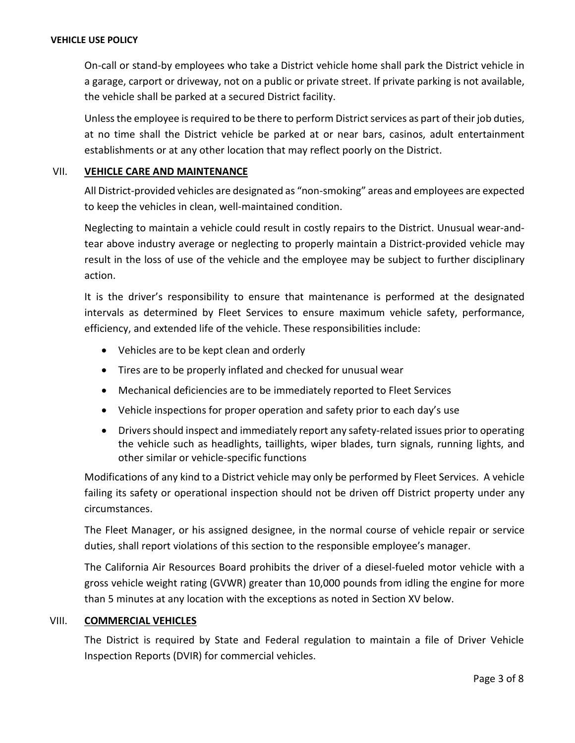On-call or stand-by employees who take a District vehicle home shall park the District vehicle in a garage, carport or driveway, not on a public or private street. If private parking is not available, the vehicle shall be parked at a secured District facility.

Unless the employee is required to be there to perform District services as part of their job duties, at no time shall the District vehicle be parked at or near bars, casinos, adult entertainment establishments or at any other location that may reflect poorly on the District.

## VII. **VEHICLE CARE AND MAINTENANCE**

All District-provided vehicles are designated as "non-smoking" areas and employees are expected to keep the vehicles in clean, well-maintained condition.

Neglecting to maintain a vehicle could result in costly repairs to the District. Unusual wear-and-tear above industry average or neglecting to properly maintain a District-provided vehicle may result in the loss of use of the vehicle and the employee may be subject to further disciplinary action.

It is the driver's responsibility to ensure that maintenance is performed at the designated intervals as determined by Fleet Services to ensure maximum vehicle safety, performance, efficiency, and extended life of the vehicle. These responsibilities include:

- Vehicles are to be kept clean and orderly
- Tires are to be properly inflated and checked for unusual wear
- Mechanical deficiencies are to be immediately reported to Fleet Services
- Vehicle inspections for proper operation and safety prior to each day's use
- Drivers should inspect and immediately report any safety-related issues prior to operating the vehicle such as headlights, taillights, wiper blades, turn signals, running lights, and other similar or vehicle-specific functions

Modifications of any kind to a District vehicle may only be performed by Fleet Services. A vehicle failing its safety or operational inspection should not be driven off District property under any circumstances.

The Fleet Manager, or his assigned designee, in the normal course of vehicle repair or service duties, shall report violations of this section to the responsible employee's manager.

The California Air Resources Board prohibits the driver of a diesel-fueled motor vehicle with a gross vehicle weight rating (GVWR) greater than 10,000 pounds from idling the engine for more than 5 minutes at any location with the exceptions as noted in Section XV below.

## VIII. **COMMERCIAL VEHICLES**

The District is required by State and Federal regulation to maintain a file of Driver Vehicle Inspection Reports (DVIR) for commercial vehicles.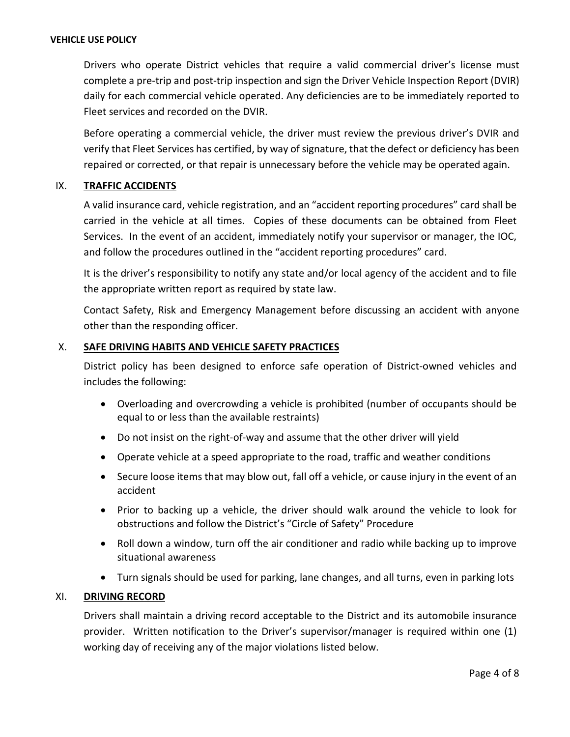Drivers who operate District vehicles that require a valid commercial driver's license must complete a pre-trip and post-trip inspection and sign the Driver Vehicle Inspection Report (DVIR) daily for each commercial vehicle operated. Any deficiencies are to be immediately reported to Fleet services and recorded on the DVIR.

Before operating a commercial vehicle, the driver must review the previous driver's DVIR and verify that Fleet Services has certified, by way of signature, that the defect or deficiency has been repaired or corrected, or that repair is unnecessary before the vehicle may be operated again.

## IX. TRAFFIC ACCIDENTS

A valid insurance card, vehicle registration, and an "accident reporting procedures" card shall be carried in the vehicle at all times. Copies of these documents can be obtained from Fleet Services. In the event of an accident, immediately notify your supervisor or manager, the IOC, and follow the procedures outlined in the "accident reporting procedures" card.

It is the driver's responsibility to notify any state and/or local agency of the accident and to file the appropriate written report as required by state law.

Contact Safety, Risk and Emergency Management before discussing an accident with anyone other than the responding officer.

## X. SAFE DRIVING HABITS AND VEHICLE SAFETY PRACTICES

District policy has been designed to enforce safe operation of District-owned vehicles and includes the following:

- Overloading and overcrowding a vehicle is prohibited (number of occupants should be equal to or less than the available restraints)
- Do not insist on the right-of-way and assume that the other driver will yield
- Operate vehicle at a speed appropriate to the road, traffic and weather conditions
- Secure loose items that may blow out, fall off a vehicle, or cause injury in the event of an accident
- Prior to backing up a vehicle, the driver should walk around the vehicle to look for obstructions and follow the District's "Circle of Safety" Procedure
- Roll down a window, turn off the air conditioner and radio while backing up to improve situational awareness
- Turn signals should be used for parking, lane changes, and all turns, even in parking lots

## XI. DRIVING RECORD

Drivers shall maintain a driving record acceptable to the District and its automobile insurance provider. Written notification to the Driver's supervisor/manager is required within one (1) working day of receiving any of the major violations listed below.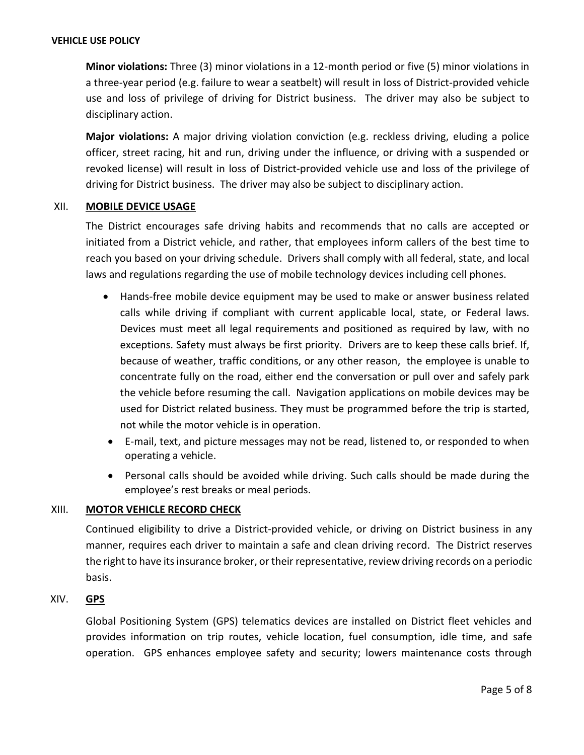**Minor violations:** Three (3) minor violations in a 12-month period or five (5) minor violations in a three-year period (e.g. failure to wear a seatbelt) will result in loss of District-provided vehicle use and loss of privilege of driving for District business. The driver may also be subject to disciplinary action.

**Major violations:** A major driving violation conviction (e.g. reckless driving, eluding a police officer, street racing, hit and run, driving under the influence, or driving with a suspended or revoked license) will result in loss of District-provided vehicle use and loss of the privilege of driving for District business. The driver may also be subject to disciplinary action.

## XII. MOBILE DEVICE USAGE

The District encourages safe driving habits and recommends that no calls are accepted or initiated from a District vehicle, and rather, that employees inform callers of the best time to reach you based on your driving schedule. Drivers shall comply with all federal, state, and local laws and regulations regarding the use of mobile technology devices including cell phones.

- Hands-free mobile device equipment may be used to make or answer business related calls while driving if compliant with current applicable local, state, or Federal laws. Devices must meet all legal requirements and positioned as required by law, with no exceptions. Safety must always be first priority. Drivers are to keep these calls brief. If, because of weather, traffic conditions, or any other reason, the employee is unable to concentrate fully on the road, either end the conversation or pull over and safely park the vehicle before resuming the call. Navigation applications on mobile devices may be used for District related business. They must be programmed before the trip is started, not while the motor vehicle is in operation.
- E-mail, text, and picture messages may not be read, listened to, or responded to when operating a vehicle.
- Personal calls should be avoided while driving. Such calls should be made during the employee's rest breaks or meal periods.

## XIII. MOTOR VEHICLE RECORD CHECK

Continued eligibility to drive a District-provided vehicle, or driving on District business in any manner, requires each driver to maintain a safe and clean driving record. The District reserves the right to have its insurance broker, or their representative, review driving records on a periodic basis.

## XIV. GPS

Global Positioning System (GPS) telematics devices are installed on District fleet vehicles and provides information on trip routes, vehicle location, fuel consumption, idle time, and safe operation. GPS enhances employee safety and security; lowers maintenance costs through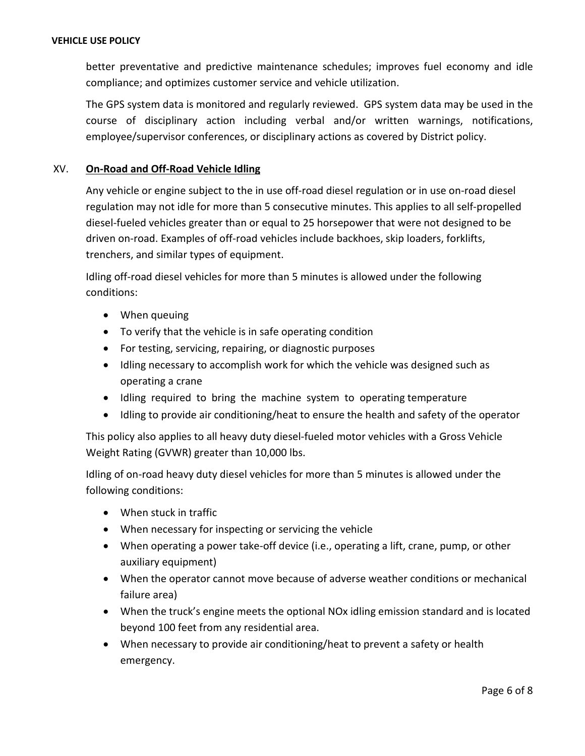better preventative and predictive maintenance schedules; improves fuel economy and idle compliance; and optimizes customer service and vehicle utilization.

The GPS system data is monitored and regularly reviewed. GPS system data may be used in the course of disciplinary action including verbal and/or written warnings, notifications, employee/supervisor conferences, or disciplinary actions as covered by District policy.

## XV. On-Road and Off-Road Vehicle Idling

Any vehicle or engine subject to the in use off-road diesel regulation or in use on-road diesel regulation may not idle for more than 5 consecutive minutes. This applies to all self-propelled diesel-fueled vehicles greater than or equal to 25 horsepower that were not designed to be driven on-road. Examples of off-road vehicles include backhoes, skip loaders, forklifts, trenchers, and similar types of equipment.

Idling off-road diesel vehicles for more than 5 minutes is allowed under the following conditions:

- When queuing
- To verify that the vehicle is in safe operating condition
- For testing, servicing, repairing, or diagnostic purposes
- Idling necessary to accomplish work for which the vehicle was designed such as operating a crane
- Idling required to bring the machine system to operating temperature
- Idling to provide air conditioning/heat to ensure the health and safety of the operator

This policy also applies to all heavy duty diesel-fueled motor vehicles with a Gross Vehicle Weight Rating (GVWR) greater than 10,000 lbs.

Idling of on-road heavy duty diesel vehicles for more than 5 minutes is allowed under the following conditions:

- When stuck in traffic
- When necessary for inspecting or servicing the vehicle
- When operating a power take-off device (i.e., operating a lift, crane, pump, or other auxiliary equipment)
- When the operator cannot move because of adverse weather conditions or mechanical failure area)
- When the truck's engine meets the optional NOx idling emission standard and is located beyond 100 feet from any residential area.
- When necessary to provide air conditioning/heat to prevent a safety or health emergency.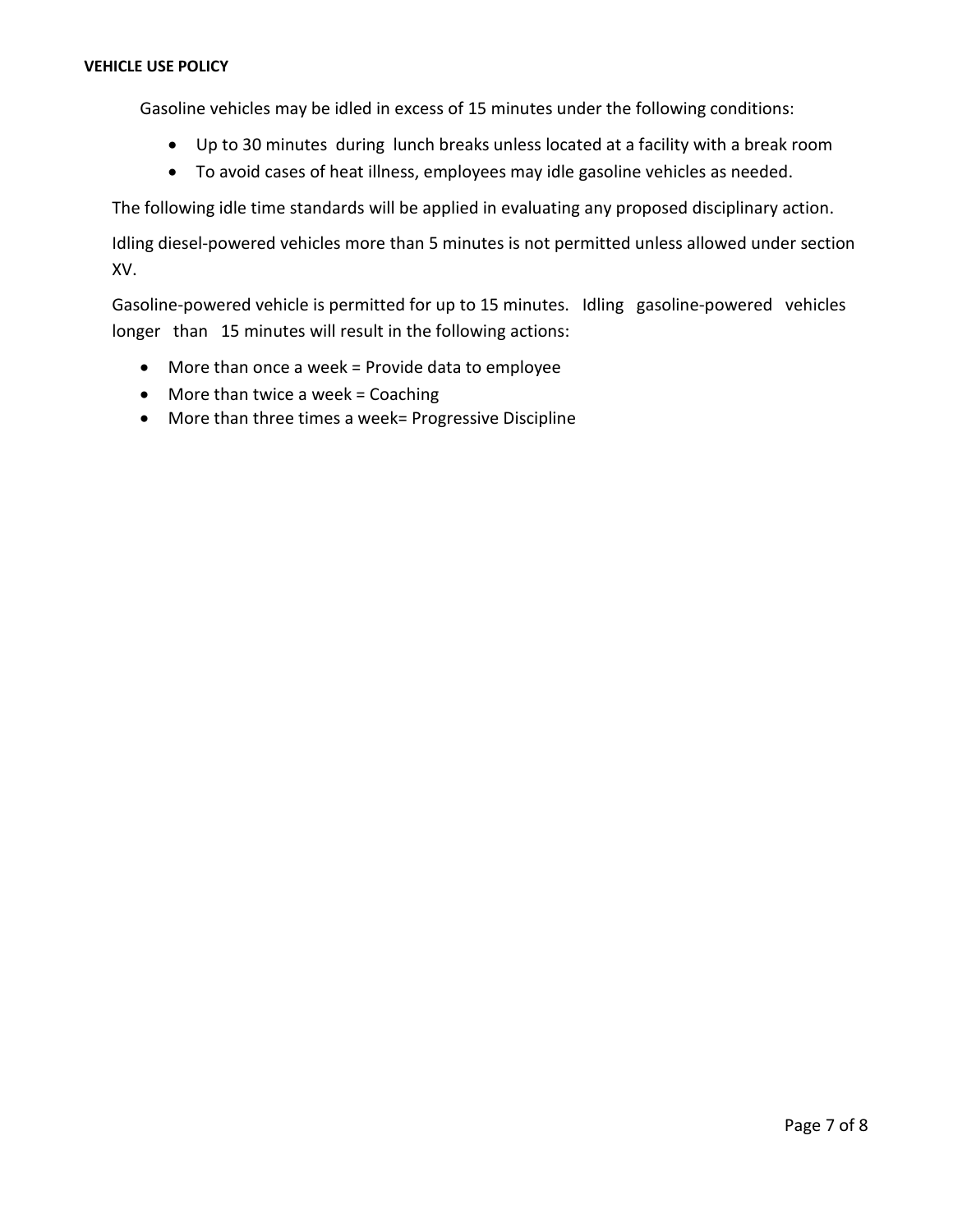Gasoline vehicles may be idled in excess of 15 minutes under the following conditions:

- Up to 30 minutes during lunch breaks unless located at a facility with a break room
- To avoid cases of heat illness, employees may idle gasoline vehicles as needed.

The following idle time standards will be applied in evaluating any proposed disciplinary action.

Idling diesel-powered vehicles more than 5 minutes is not permitted unless allowed under section XV.

Gasoline-powered vehicle is permitted for up to 15 minutes. Idling gasoline-powered vehicles longer than 15 minutes will result in the following actions:

- More than once a week = Provide data to employee
- More than twice a week = Coaching
- More than three times a week= Progressive Discipline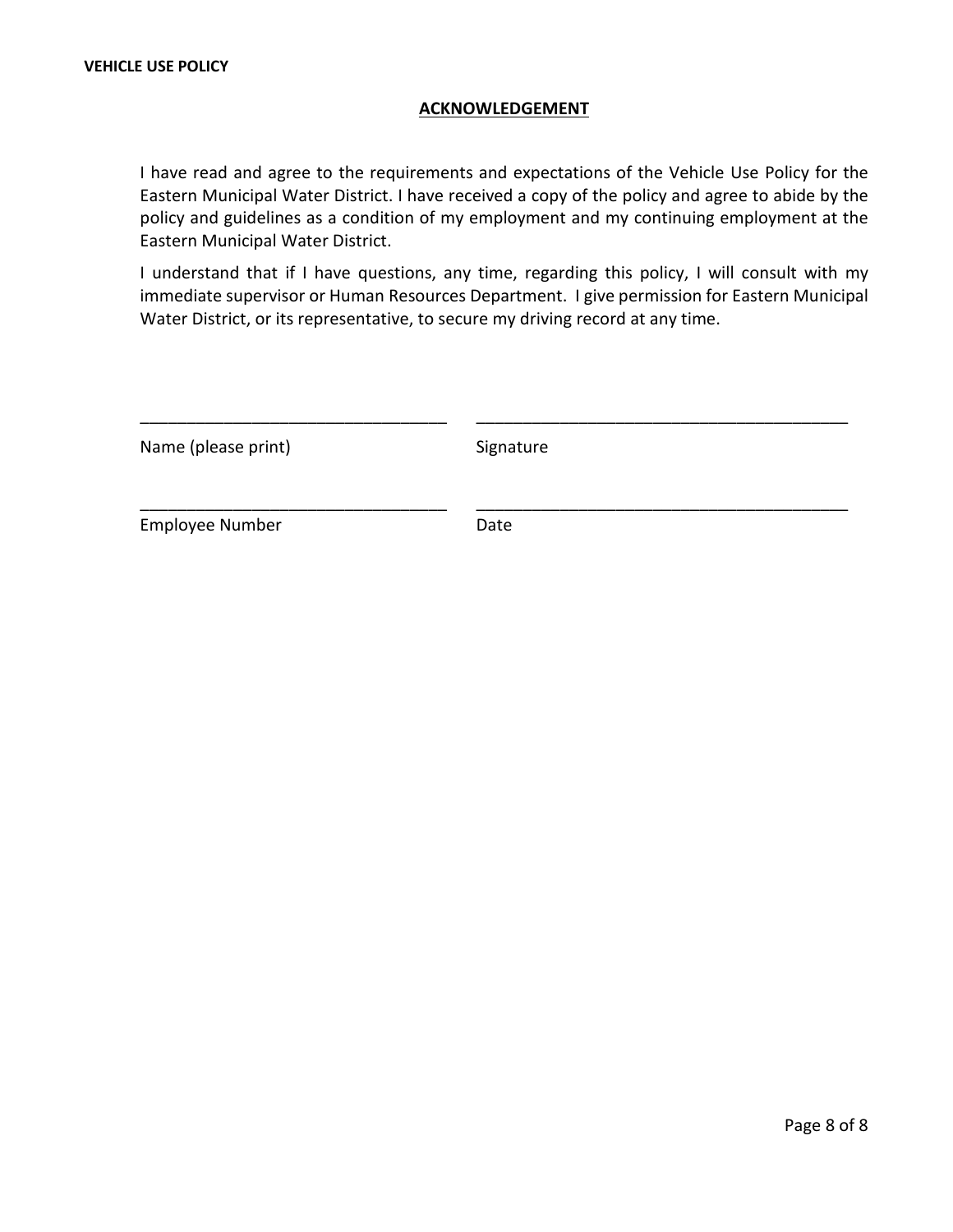## ACKNOWLEDGEMENT

I have read and agree to the requirements and expectations of the Vehicle Use Policy for the Eastern Municipal Water District. I have received a copy of the policy and agree to abide by the policy and guidelines as a condition of my employment and my continuing employment at the Eastern Municipal Water District.

I understand that if I have questions, any time, regarding this policy, I will consult with my immediate supervisor or Human Resources Department. I give permission for Eastern Municipal Water District, or its representative, to secure my driving record at any time.

| | |
|---|---|
| ________________________________ | ________________________________________ |
| Name (please print) | Signature |
| ________________________________ | ________________________________________ |
| Employee Number | Date |